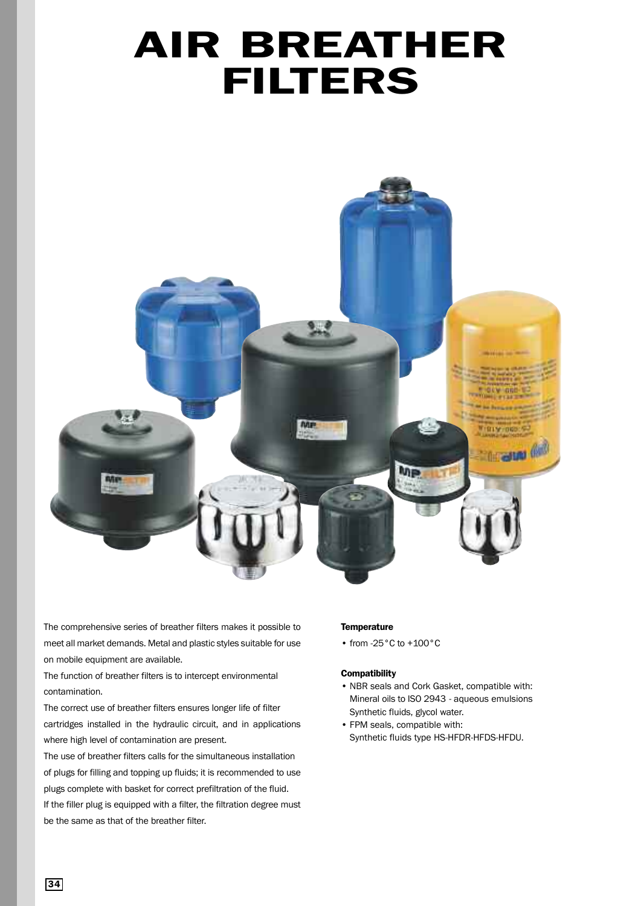# AIR BREATHER FILTERS

The comprehensive series of breather filters makes it possible to meet all market demands. Metal and plastic styles suitable for use on mobile equipment are available.

The function of breather filters is to intercept environmental contamination.

The correct use of breather filters ensures longer life of filter cartridges installed in the hydraulic circuit, and in applications where high level of contamination are present.

The use of breather filters calls for the simultaneous installation of plugs for filling and topping up fluids; it is recommended to use plugs complete with basket for correct prefiltration of the fluid.

If the filler plug is equipped with a filter, the filtration degree must be the same as that of the breather filter.

**Temperature**

- from -25°C to +100°C

**Compatibility**

- NBR seals and Cork Gasket, compatible with: Mineral oils to ISO 2943 - aqueous emulsions Synthetic fluids, glycol water.
- FPM seals, compatible with: Synthetic fluids type HS-HFDR-HFDS-HFDU.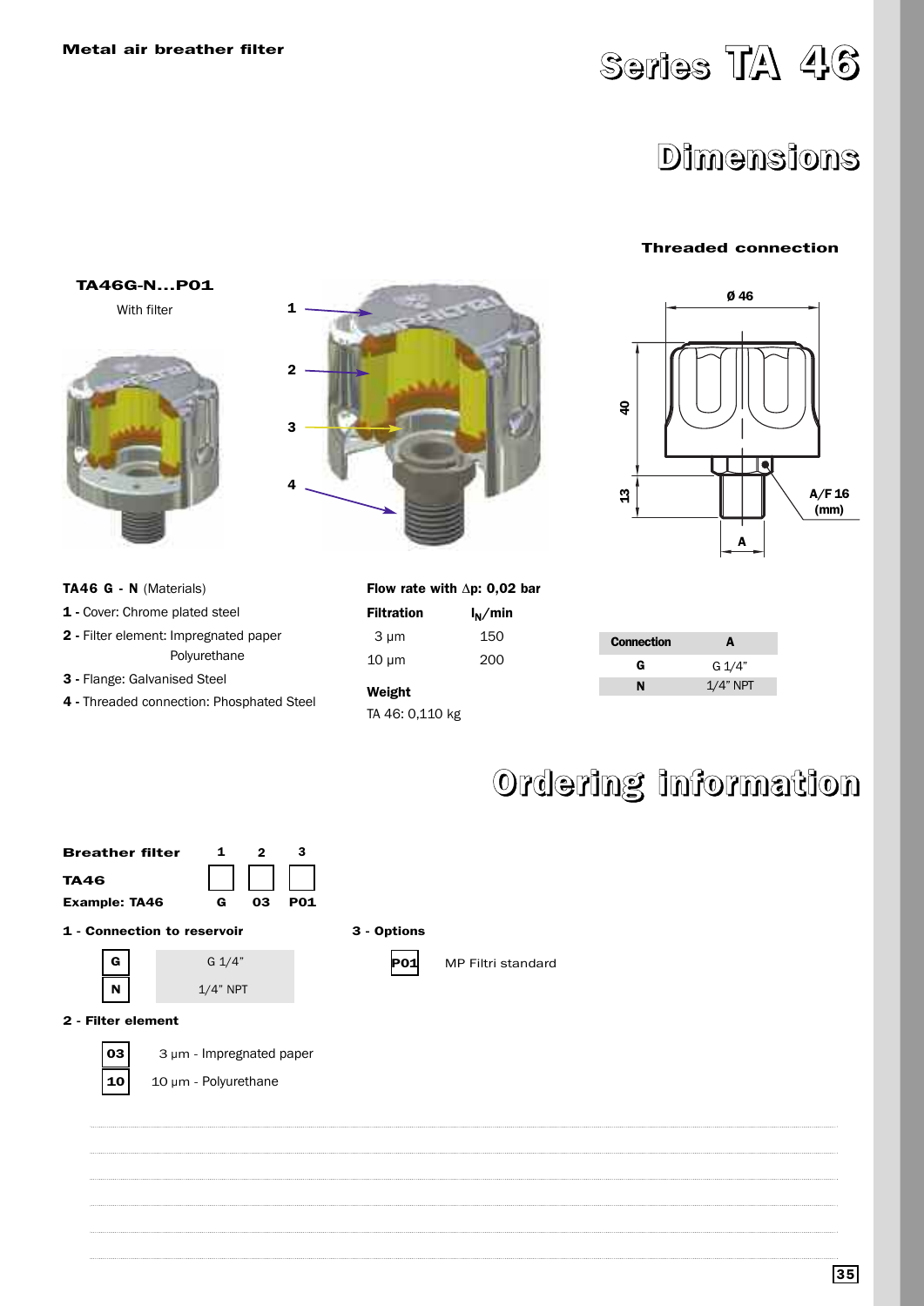Metal air breather filter

# Series TA 46

## Dimensions

### Threaded connection

**TA46G-N...P01**

With filter

1
2
3
4

Ø 46

40

13

A/F 16 (mm)

A

**TA46 G - N** (Materials)

**1 -** Cover: Chrome plated steel

**2 -** Filter element: Impregnated paper
Polyurethane

**3 -** Flange: Galvanised Steel

**4 -** Threaded connection: Phosphated Steel

**Flow rate with Δp: 0,02 bar**

| Filtration | $l_N$/min |
|---|---|
| 3 μm | 150 |
| 10 μm | 200 |

**Weight**

TA 46: 0,110 kg

| Connection | A |
|---|---|
| G | G 1/4" |
| N | 1/4" NPT |

## Ordering information

**Breather filter** 1 2 3

**TA46**

**Example: TA46** G 03 P01

**1 - Connection to reservoir**

| | |
|---|---|
| G | G 1/4" |
| N | 1/4" NPT |

**2 - Filter element**

| | |
|---|---|
| 03 | 3 μm - Impregnated paper |
| 10 | 10 μm - Polyurethane |

**3 - Options**

| | |
|---|---|
| P01 | MP Filtri standard |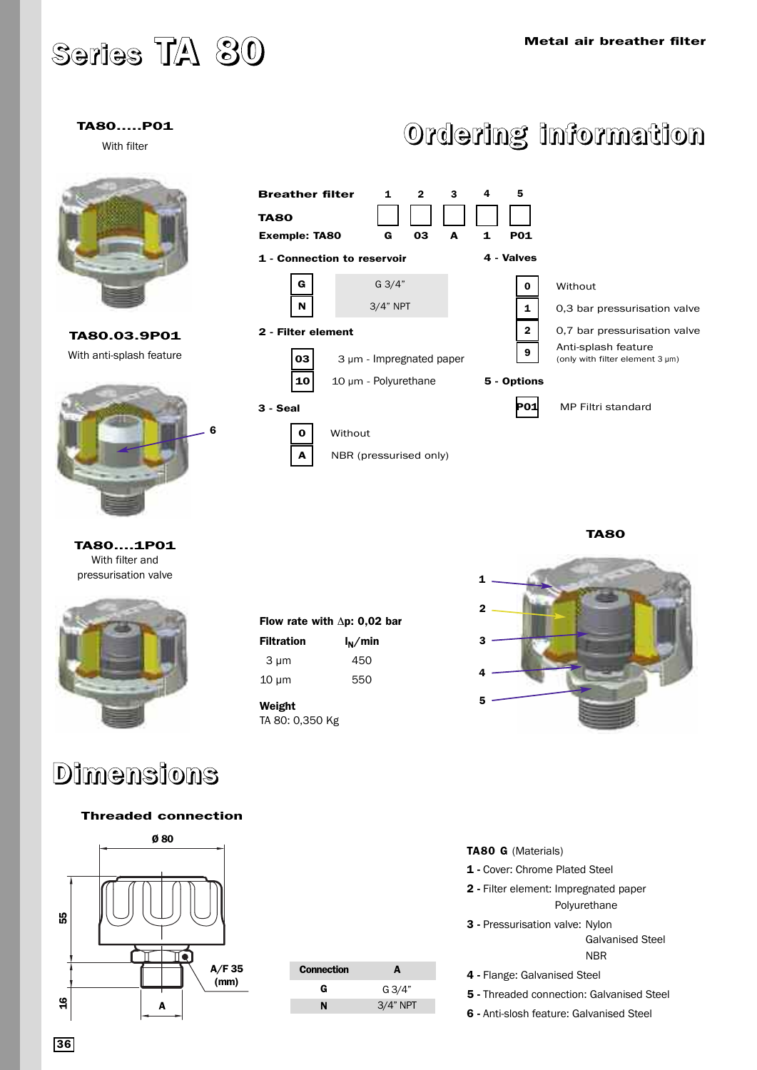# Series TA 80

Metal air breather filter

**TA80.....P01**
With filter

**TA80.03.9P01**
With anti-splash feature

6

**TA80....1P01**
With filter and pressurisation valve

# Ordering information

| Breather filter | 1 | 2 | 3 | 4 | 5 |
|---|---|---|---|---|---|
| TA80 | | | | | |
| Exemple: TA80 | G | 03 | A | 1 | P01 |

**1 - Connection to reservoir**

| | |
|---|---|
| G | G 3/4" |
| N | 3/4" NPT |

**2 - Filter element**

| | |
|---|---|
| 03 | 3 µm - Impregnated paper |
| 10 | 10 µm - Polyurethane |

**3 - Seal**

| | |
|---|---|
| 0 | Without |
| A | NBR (pressurised only) |

**4 - Valves**

| | |
|---|---|
| 0 | Without |
| 1 | 0,3 bar pressurisation valve |
| 2 | 0,7 bar pressurisation valve |
| 9 | Anti-splash feature (only with filter element 3 µm) |

**5 - Options**

| | |
|---|---|
| P01 | MP Filtri standard |

**TA80**

1
2
3
4
5

**Flow rate with Δp: 0,02 bar**

| Filtration | $l_N$/min |
|---|---|
| 3 µm | 450 |
| 10 µm | 550 |

**Weight**
TA 80: 0,350 Kg

# Dimensions

**Threaded connection**

Ø 80
55
16
A/F 35 (mm)
A

| Connection | A |
|---|---|
| G | G 3/4" |
| N | 3/4" NPT |

**TA80 G** (Materials)

1 - Cover: Chrome Plated Steel
2 - Filter element: Impregnated paper
Polyurethane
3 - Pressurisation valve: Nylon
Galvanised Steel
NBR
4 - Flange: Galvanised Steel
5 - Threaded connection: Galvanised Steel
6 - Anti-slosh feature: Galvanised Steel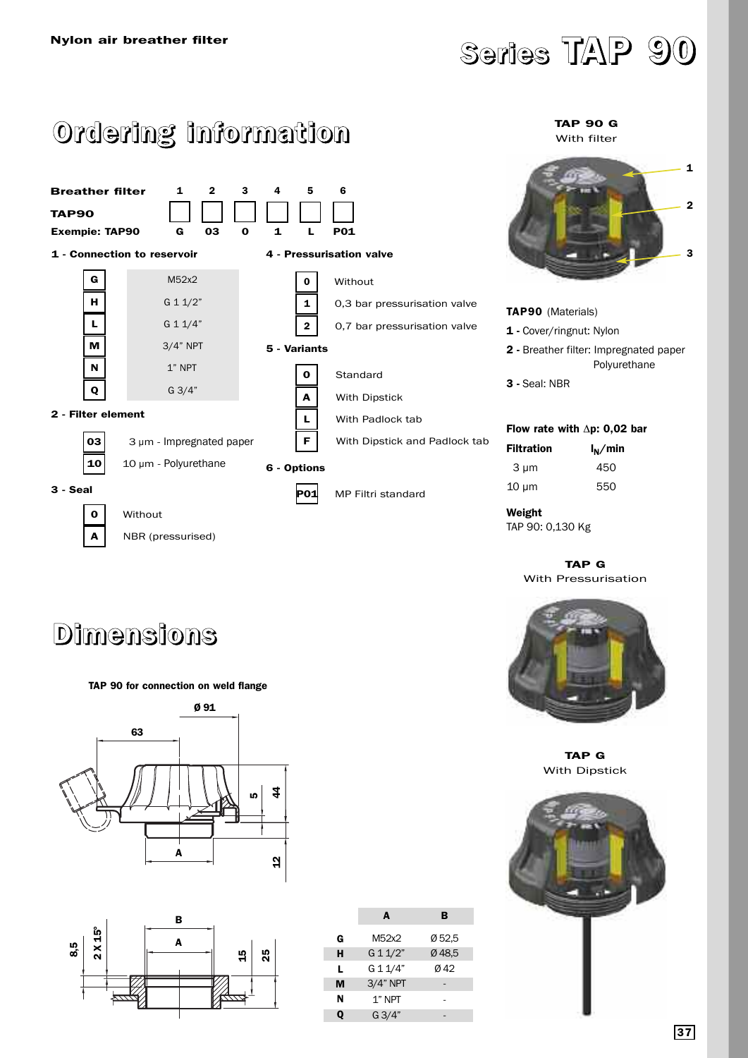**Nylon air breather filter**

# Series TAP 90

## Ordering information

**Breather filter**

| TAP90 | 1 | 2 | 3 | 4 | 5 | 6 |
|---|---|---|---|---|---|---|
| Exempie: TAP90 | G | 03 | 0 | 1 | L | P01 |

**1 - Connection to reservoir**

| Code | Connection |
|---|---|
| G | M52x2 |
| H | G 1 1/2" |
| L | G 1 1/4" |
| M | 3/4" NPT |
| N | 1" NPT |
| Q | G 3/4" |

**2 - Filter element**

| Code | Element |
|---|---|
| 03 | 3 μm - Impregnated paper |
| 10 | 10 μm - Polyurethane |

**3 - Seal**

| Code | Seal |
|---|---|
| 0 | Without |
| A | NBR (pressurised) |

**4 - Pressurisation valve**

| Code | Valve |
|---|---|
| 0 | Without |
| 1 | 0,3 bar pressurisation valve |
| 2 | 0,7 bar pressurisation valve |

**5 - Variants**

| Code | Variant |
|---|---|
| 0 | Standard |
| A | With Dipstick |
| L | With Padlock tab |
| F | With Dipstick and Padlock tab |

**6 - Options**

| Code | Option |
|---|---|
| P01 | MP Filtri standard |

**TAP 90 G**
With filter

**TAP90** (Materials)

**1 -** Cover/ringnut: Nylon
**2 -** Breather filter: Impregnated paper
Polyurethane
**3 -** Seal: NBR

**Flow rate with Δp: 0,02 bar**

| Filtration | $l_N$/min |
|---|---|
| 3 μm | 450 |
| 10 μm | 550 |

**Weight**
TAP 90: 0,130 Kg

**TAP G**
With Pressurisation

**TAP G**
With Dipstick

## Dimensions

**TAP 90 for connection on weld flange**

Ø 91, 63, 5, 44, 12, A

B, A, 8,5, 2 X 15°, 15, 25

| | A | B |
|---|---|---|
| G | M52x2 | Ø 52,5 |
| H | G 1 1/2" | Ø 48,5 |
| L | G 1 1/4" | Ø 42 |
| M | 3/4" NPT | - |
| N | 1" NPT | - |
| Q | G 3/4" | - |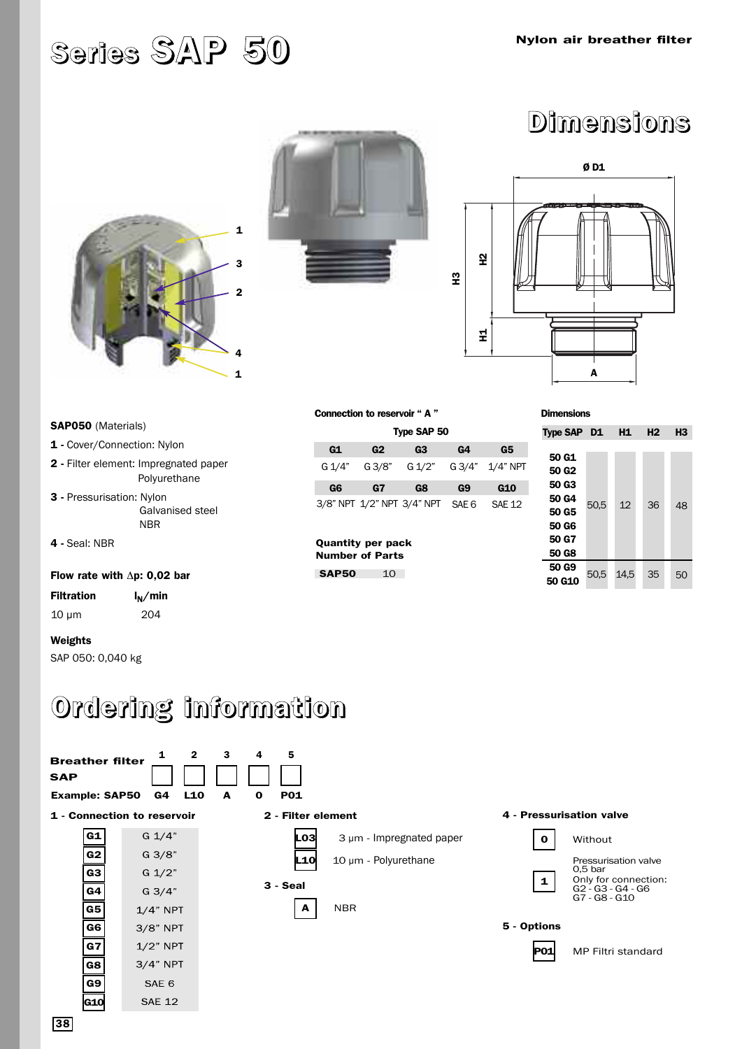# Series SAP 50

Nylon air breather filter

## Dimensions

**SAP050** (Materials)

1 - Cover/Connection: Nylon

2 - Filter element: Impregnated paper
Polyurethane

3 - Pressurisation: Nylon
Galvanised steel
NBR

4 - Seal: NBR

**Flow rate with Δp: 0,02 bar**

| Filtration | $l_N$/min |
|---|---|
| 10 µm | 204 |

**Weights**

SAP 050: 0,040 kg

**Connection to reservoir " A "**

Type SAP 50

| G1 | G2 | G3 | G4 | G5 |
|---|---|---|---|---|
| G 1/4" | G 3/8" | G 1/2" | G 3/4" | 1/4" NPT |
| **G6** | **G7** | **G8** | **G9** | **G10** |
| 3/8" NPT | 1/2" NPT | 3/4" NPT | SAE 6 | SAE 12 |

**Quantity per pack**
**Number of Parts**

| SAP50 | 10 |
|---|---|

**Dimensions**

| Type SAP | D1 | H1 | H2 | H3 |
|---|---|---|---|---|
| 50 G1, 50 G2, 50 G3, 50 G4, 50 G5, 50 G6, 50 G7, 50 G8 | 50,5 | 12 | 36 | 48 |
| 50 G9, 50 G10 | 50,5 | 14,5 | 35 | 50 |

## Ordering information

**Breather filter SAP**

| | 1 | 2 | 3 | 4 | 5 |
|---|---|---|---|---|---|
| Example: SAP50 | G4 | L10 | A | 0 | P01 |

**1 - Connection to reservoir**

| Code | Connection |
|---|---|
| G1 | G 1/4" |
| G2 | G 3/8" |
| G3 | G 1/2" |
| G4 | G 3/4" |
| G5 | 1/4" NPT |
| G6 | 3/8" NPT |
| G7 | 1/2" NPT |
| G8 | 3/4" NPT |
| G9 | SAE 6 |
| G10 | SAE 12 |

**2 - Filter element**

| Code | Description |
|---|---|
| L03 | 3 µm - Impregnated paper |
| L10 | 10 µm - Polyurethane |

**3 - Seal**

| Code | Description |
|---|---|
| A | NBR |

**4 - Pressurisation valve**

| Code | Description |
|---|---|
| 0 | Without |
| 1 | Pressurisation valve 0,5 bar. Only for connection: G2 - G3 - G4 - G6 G7 - G8 - G10 |

**5 - Options**

| Code | Description |
|---|---|
| P01 | MP Filtri standard |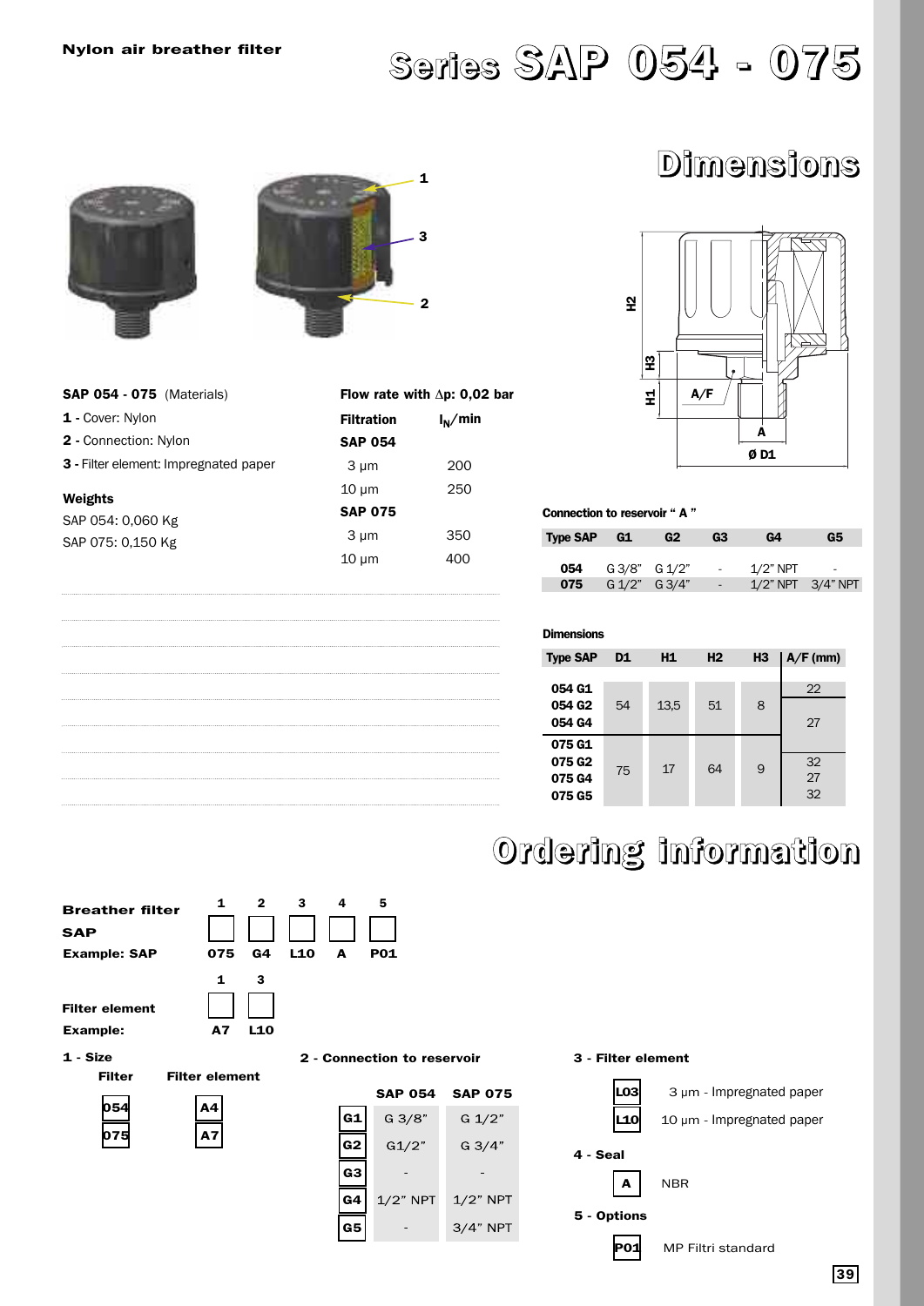Nylon air breather filter

# Series SAP 054 - 075

## Dimensions

**SAP 054 - 075** (Materials)

**1 -** Cover: Nylon

**2 -** Connection: Nylon

**3 -** Filter element: Impregnated paper

**Weights**

SAP 054: 0,060 Kg

SAP 075: 0,150 Kg

**Flow rate with Δp: 0,02 bar**

| Filtration | $l_N$/min |
|---|---|
| **SAP 054** | |
| 3 µm | 200 |
| 10 µm | 250 |
| **SAP 075** | |
| 3 µm | 350 |
| 10 µm | 400 |

**Connection to reservoir " A "**

| Type SAP | G1 | G2 | G3 | G4 | G5 |
|---|---|---|---|---|---|
| **054** | G 3/8" | G 1/2" | - | 1/2" NPT | - |
| **075** | G 1/2" | G 3/4" | - | 1/2" NPT | 3/4" NPT |

**Dimensions**

| Type SAP | D1 | H1 | H2 | H3 | A/F (mm) |
|---|---|---|---|---|---|
| 054 G1 | 54 | 13,5 | 51 | 8 | 22 |
| 054 G2 | 54 | 13,5 | 51 | 8 | 27 |
| 054 G4 | 54 | 13,5 | 51 | 8 | 27 |
| 075 G1 | 75 | 17 | 64 | 9 | 32 |
| 075 G2 | 75 | 17 | 64 | 9 | 32 |
| 075 G4 | 75 | 17 | 64 | 9 | 27 |
| 075 G5 | 75 | 17 | 64 | 9 | 32 |

## Ordering information

**Breather filter SAP**

| | 1 | 2 | 3 | 4 | 5 |
|---|---|---|---|---|---|
| **Example: SAP** | 075 | G4 | L10 | A | P01 |

**Filter element**

| | 1 | 3 |
|---|---|---|
| **Example:** | A7 | L10 |

**1 - Size**

| Filter | Filter element |
|---|---|
| 054 | A4 |
| 075 | A7 |

**2 - Connection to reservoir**

| | SAP 054 | SAP 075 |
|---|---|---|
| G1 | G 3/8" | G 1/2" |
| G2 | G1/2" | G 3/4" |
| G3 | - | - |
| G4 | 1/2" NPT | 1/2" NPT |
| G5 | - | 3/4" NPT |

**3 - Filter element**

| | |
|---|---|
| L03 | 3 µm - Impregnated paper |
| L10 | 10 µm - Impregnated paper |

**4 - Seal**

| | |
|---|---|
| A | NBR |

**5 - Options**

| | |
|---|---|
| P01 | MP Filtri standard |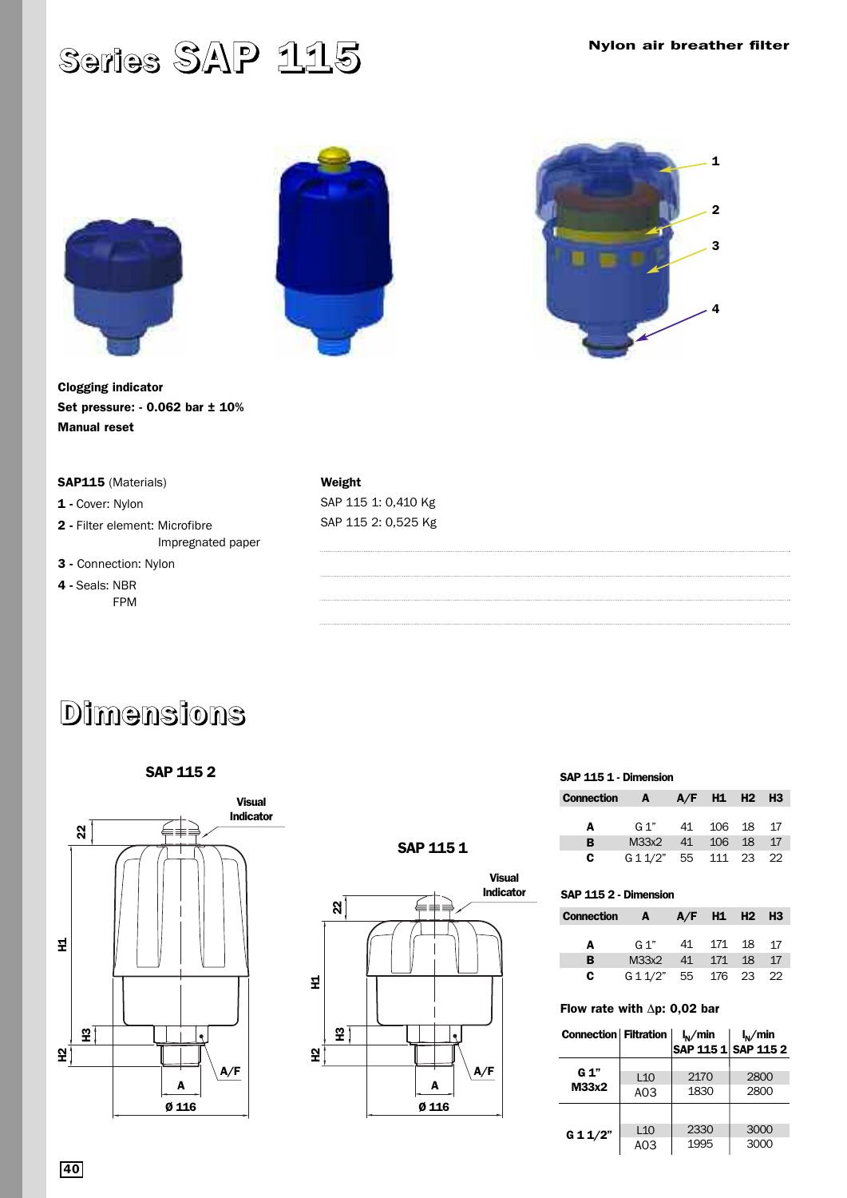# Series SAP 115

Nylon air breather filter

**Clogging indicator**
**Set pressure: - 0.062 bar ± 10%**
**Manual reset**

**SAP115** (Materials)

**1** - Cover: Nylon
**2** - Filter element: Microfibre
Impregnated paper
**3** - Connection: Nylon
**4** - Seals: NBR
FPM

**Weight**
SAP 115 1: 0,410 Kg
SAP 115 2: 0,525 Kg

# Dimensions

SAP 115 2

SAP 115 1

Visual Indicator

A/F

A

Ø 116

**SAP 115 1 - Dimension**

| Connection | A | A/F | H1 | H2 | H3 |
|---|---|---|---|---|---|
| A | G 1" | 41 | 106 | 18 | 17 |
| B | M33x2 | 41 | 106 | 18 | 17 |
| C | G 1 1/2" | 55 | 111 | 23 | 22 |

**SAP 115 2 - Dimension**

| Connection | A | A/F | H1 | H2 | H3 |
|---|---|---|---|---|---|
| A | G 1" | 41 | 171 | 18 | 17 |
| B | M33x2 | 41 | 171 | 18 | 17 |
| C | G 1 1/2" | 55 | 176 | 23 | 22 |

**Flow rate with Δp: 0,02 bar**

| Connection | Filtration | $l_N$/min SAP 115 1 | $l_N$/min SAP 115 2 |
|---|---|---|---|
| G 1" M33x2 | L10 | 2170 | 2800 |
| | A03 | 1830 | 2800 |
| G 1 1/2" | L10 | 2330 | 3000 |
| | A03 | 1995 | 3000 |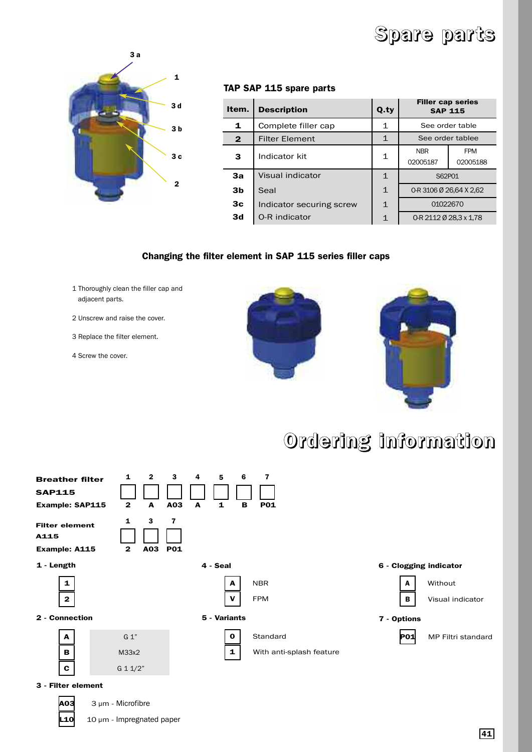# Spare parts

3 a
1
3 d
3 b
3 c
2

### TAP SAP 115 spare parts

| Item. | Description | Q.ty | Filler cap series SAP 115 | |
|---|---|---|---|---|
| 1 | Complete filler cap | 1 | See order table | |
| 2 | Filter Element | 1 | See order tablee | |
| 3 | Indicator kit | 1 | NBR 02005187 | FPM 02005188 |
| 3a | Visual indicator | 1 | S62P01 | |
| 3b | Seal | 1 | O-R 3106 Ø 26,64 X 2,62 | |
| 3c | Indicator securing screw | 1 | 01022670 | |
| 3d | O-R indicator | 1 | O-R 2112 Ø 28,3 x 1,78 | |

### Changing the filter element in SAP 115 series filler caps

1 Thoroughly clean the filler cap and adjacent parts.

2 Unscrew and raise the cover.

3 Replace the filter element.

4 Screw the cover.

# Ordering information

**Breather filter SAP115**

| | 1 | 2 | 3 | 4 | 5 | 6 | 7 |
|---|---|---|---|---|---|---|---|
| **Example: SAP115** | 2 | A | A03 | A | 1 | B | P01 |

**Filter element A115**

| | 1 | 3 | 7 |
|---|---|---|---|
| **Example: A115** | 2 | A03 | P01 |

**1 - Length**

| |
|---|
| 1 |
| 2 |

**2 - Connection**

| | |
|---|---|
| A | G 1" |
| B | M33x2 |
| C | G 1 1/2" |

**3 - Filter element**

| | |
|---|---|
| A03 | 3 μm - Microfibre |
| L10 | 10 μm - Impregnated paper |

**4 - Seal**

| | |
|---|---|
| A | NBR |
| V | FPM |

**5 - Variants**

| | |
|---|---|
| 0 | Standard |
| 1 | With anti-splash feature |

**6 - Clogging indicator**

| | |
|---|---|
| A | Without |
| B | Visual indicator |

**7 - Options**

| | |
|---|---|
| P01 | MP Filtri standard |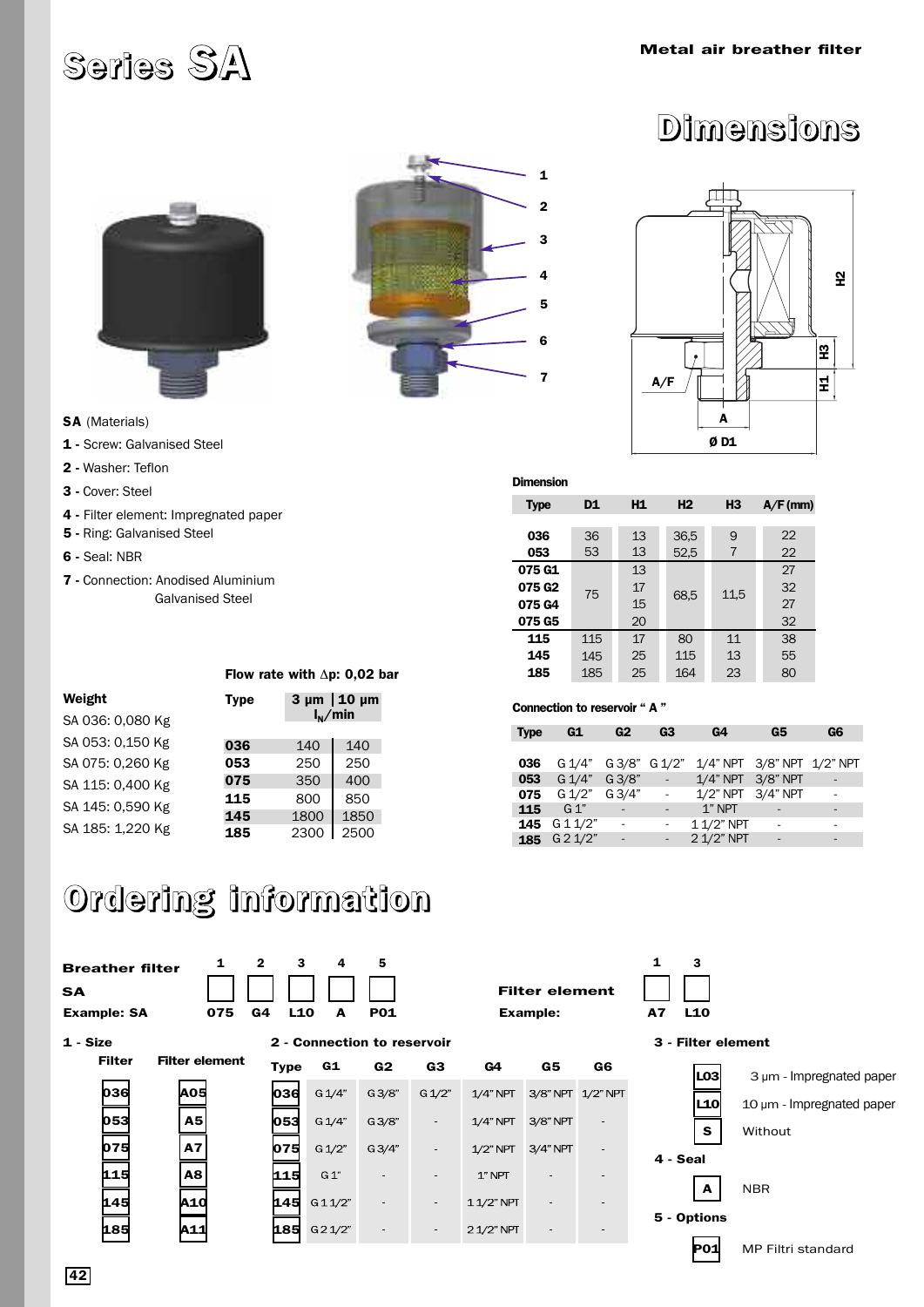# Series SA

Metal air breather filter

## Dimensions

**SA** (Materials)

**1 -** Screw: Galvanised Steel

**2 -** Washer: Teflon

**3 -** Cover: Steel

**4 -** Filter element: Impregnated paper

**5 -** Ring: Galvanised Steel

**6 -** Seal: NBR

**7 -** Connection: Anodised Aluminium
Galvanised Steel

**Dimension**

| Type | D1 | H1 | H2 | H3 | A/F (mm) |
|---|---|---|---|---|---|
| 036 | 36 | 13 | 36,5 | 9 | 22 |
| 053 | 53 | 13 | 52,5 | 7 | 22 |
| 075 G1 | 75 | 13 | 68,5 | 11,5 | 27 |
| 075 G2 | | 17 | | | 32 |
| 075 G4 | | 15 | | | 27 |
| 075 G5 | | 20 | | | 32 |
| 115 | 115 | 17 | 80 | 11 | 38 |
| 145 | 145 | 25 | 115 | 13 | 55 |
| 185 | 185 | 25 | 164 | 23 | 80 |

**Weight**

SA 036: 0,080 Kg
SA 053: 0,150 Kg
SA 075: 0,260 Kg
SA 115: 0,400 Kg
SA 145: 0,590 Kg
SA 185: 1,220 Kg

**Flow rate with Δp: 0,02 bar**

| Type | 3 μm | 10 μm |
|---|---|---|
| | $l_N$/min | |
| 036 | 140 | 140 |
| 053 | 250 | 250 |
| 075 | 350 | 400 |
| 115 | 800 | 850 |
| 145 | 1800 | 1850 |
| 185 | 2300 | 2500 |

**Connection to reservoir " A "**

| Type | G1 | G2 | G3 | G4 | G5 | G6 |
|---|---|---|---|---|---|---|
| 036 | G 1/4" | G 3/8" | G 1/2" | 1/4" NPT | 3/8" NPT | 1/2" NPT |
| 053 | G 1/4" | G 3/8" | - | 1/4" NPT | 3/8" NPT | - |
| 075 | G 1/2" | G 3/4" | - | 1/2" NPT | 3/4" NPT | - |
| 115 | G 1" | - | - | 1" NPT | - | - |
| 145 | G 1 1/2" | - | - | 1 1/2" NPT | - | - |
| 185 | G 2 1/2" | - | - | 2 1/2" NPT | - | - |

## Ordering information

**Breather filter**

**SA**

| | 1 | 2 | 3 | 4 | 5 |
|---|---|---|---|---|---|
| Example: SA | 075 | G4 | L10 | A | P01 |

**Filter element**

| | 1 | 3 |
|---|---|---|
| Example: | A7 | L10 |

**1 - Size**

| Filter | Filter element |
|---|---|
| 036 | A05 |
| 053 | A5 |
| 075 | A7 |
| 115 | A8 |
| 145 | A10 |
| 185 | A11 |

**2 - Connection to reservoir**

| Type | G1 | G2 | G3 | G4 | G5 | G6 |
|---|---|---|---|---|---|---|
| 036 | G 1/4" | G 3/8" | G 1/2" | 1/4" NPT | 3/8" NPT | 1/2" NPT |
| 053 | G 1/4" | G 3/8" | - | 1/4" NPT | 3/8" NPT | - |
| 075 | G 1/2" | G 3/4" | - | 1/2" NPT | 3/4" NPT | - |
| 115 | G 1" | - | - | 1" NPT | - | - |
| 145 | G 1 1/2" | - | - | 1 1/2" NPT | - | - |
| 185 | G 2 1/2" | - | - | 2 1/2" NPT | - | - |

**3 - Filter element**

| | |
|---|---|
| L03 | 3 μm - Impregnated paper |
| L10 | 10 μm - Impregnated paper |
| S | Without |

**4 - Seal**

| | |
|---|---|
| A | NBR |

**5 - Options**

| | |
|---|---|
| P01 | MP Filtri standard |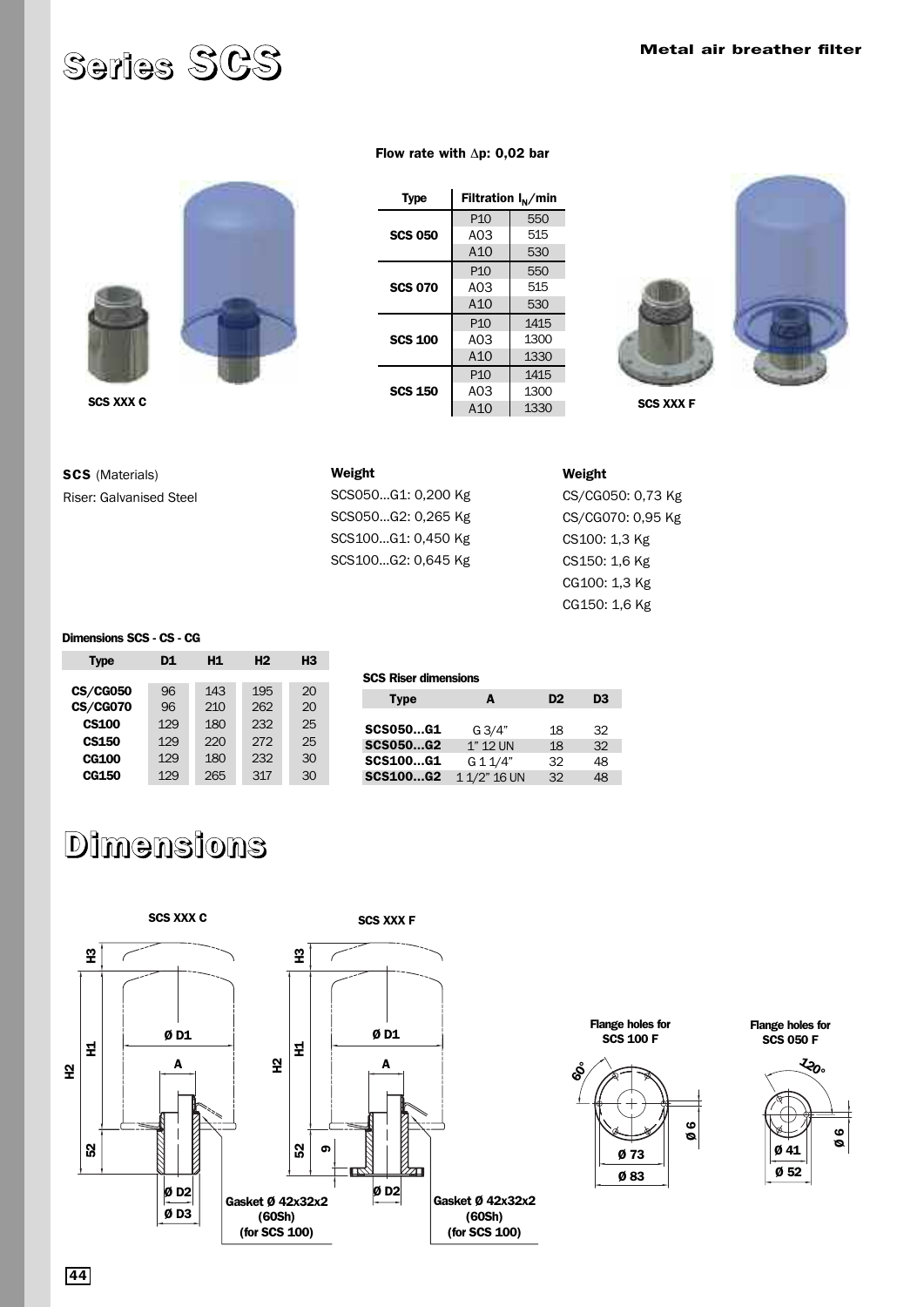# Series SCS

**Metal air breather filter**

**Flow rate with ∆p: 0,02 bar**

| Type | Filtration $l_N$/min | |
|---|---|---|
| **SCS 050** | P10 | 550 |
| | A03 | 515 |
| | A10 | 530 |
| **SCS 070** | P10 | 550 |
| | A03 | 515 |
| | A10 | 530 |
| **SCS 100** | P10 | 1415 |
| | A03 | 1300 |
| | A10 | 1330 |
| **SCS 150** | P10 | 1415 |
| | A03 | 1300 |
| | A10 | 1330 |

**SCS XXX C**

**SCS XXX F**

**SCS** (Materials)
Riser: Galvanised Steel

**Weight**
SCS050...G1: 0,200 Kg
SCS050...G2: 0,265 Kg
SCS100...G1: 0,450 Kg
SCS100...G2: 0,645 Kg

**Weight**
CS/CG050: 0,73 Kg
CS/CG070: 0,95 Kg
CS100: 1,3 Kg
CS150: 1,6 Kg
CG100: 1,3 Kg
CG150: 1,6 Kg

**Dimensions SCS - CS - CG**

| Type | D1 | H1 | H2 | H3 |
|---|---|---|---|---|
| **CS/CG050** | 96 | 143 | 195 | 20 |
| **CS/CG070** | 96 | 210 | 262 | 20 |
| **CS100** | 129 | 180 | 232 | 25 |
| **CS150** | 129 | 220 | 272 | 25 |
| **CG100** | 129 | 180 | 232 | 30 |
| **CG150** | 129 | 265 | 317 | 30 |

**SCS Riser dimensions**

| Type | A | D2 | D3 |
|---|---|---|---|
| **SCS050...G1** | G 3/4" | 18 | 32 |
| **SCS050...G2** | 1" 12 UN | 18 | 32 |
| **SCS100...G1** | G 1 1/4" | 32 | 48 |
| **SCS100...G2** | 1 1/2" 16 UN | 32 | 48 |

# Dimensions

**SCS XXX C**

H3, H1, H2, 52, Ø D1, A, Ø D2, Ø D3

Gasket Ø 42x32x2 (60Sh) (for SCS 100)

**SCS XXX F**

H3, H1, H2, 52, 9, Ø D1, A, Ø D2

Gasket Ø 42x32x2 (60Sh) (for SCS 100)

**Flange holes for SCS 100 F**

60°, Ø 6, Ø 73, Ø 83

**Flange holes for SCS 050 F**

120°, Ø 6, Ø 41, Ø 52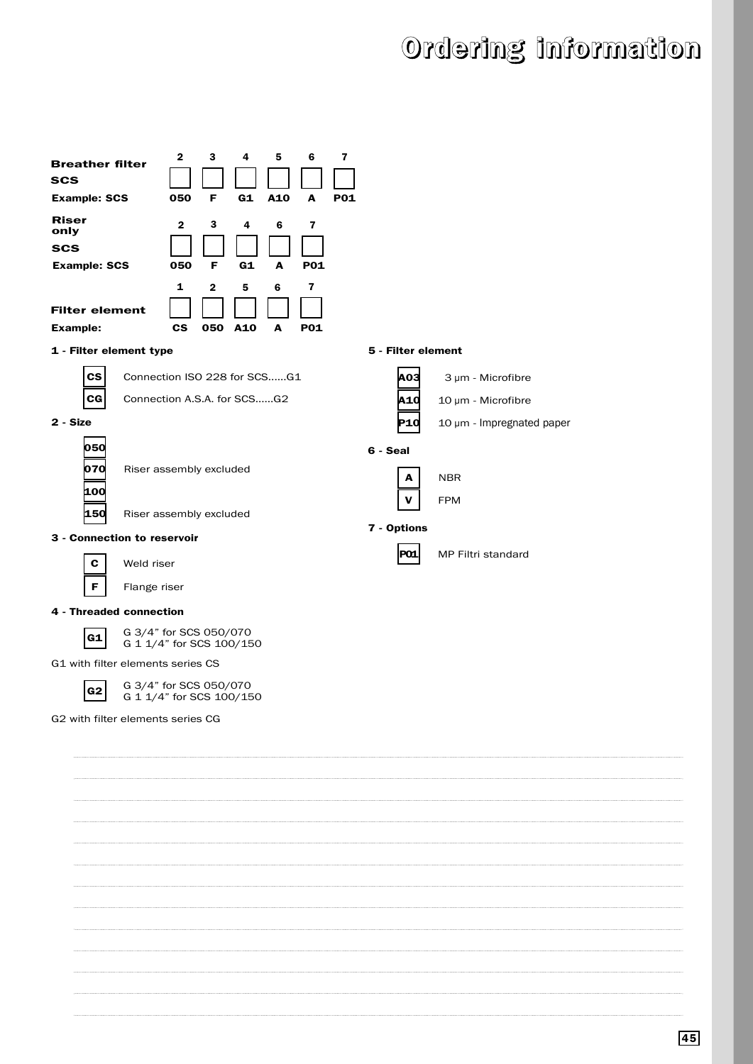# Ordering information

| | 2 | 3 | 4 | 5 | 6 | 7 |
|---|---|---|---|---|---|---|
| **Breather filter SCS** | | | | | | |
| **Example: SCS** | 050 | F | G1 | A10 | A | P01 |

| | 2 | 3 | 4 | 6 | 7 |
|---|---|---|---|---|---|
| **Riser only SCS** | | | | | |
| **Example: SCS** | 050 | F | G1 | A | P01 |

| | 1 | 2 | 5 | 6 | 7 |
|---|---|---|---|---|---|
| **Filter element** | | | | | |
| **Example:** | CS | 050 | A10 | A | P01 |

**1 - Filter element type**

| | |
|---|---|
| CS | Connection ISO 228 for SCS......G1 |
| CG | Connection A.S.A. for SCS......G2 |

**2 - Size**

| | |
|---|---|
| 050 | |
| 070 | Riser assembly excluded |
| 100 | |
| 150 | Riser assembly excluded |

**3 - Connection to reservoir**

| | |
|---|---|
| C | Weld riser |
| F | Flange riser |

**4 - Threaded connection**

| | |
|---|---|
| G1 | G 3/4" for SCS 050/070<br>G 1 1/4" for SCS 100/150 |

G1 with filter elements series CS

| | |
|---|---|
| G2 | G 3/4" for SCS 050/070<br>G 1 1/4" for SCS 100/150 |

G2 with filter elements series CG

**5 - Filter element**

| | |
|---|---|
| A03 | 3 μm - Microfibre |
| A10 | 10 μm - Microfibre |
| P10 | 10 μm - Impregnated paper |

**6 - Seal**

| | |
|---|---|
| A | NBR |
| V | FPM |

**7 - Options**

| | |
|---|---|
| P01 | MP Filtri standard |